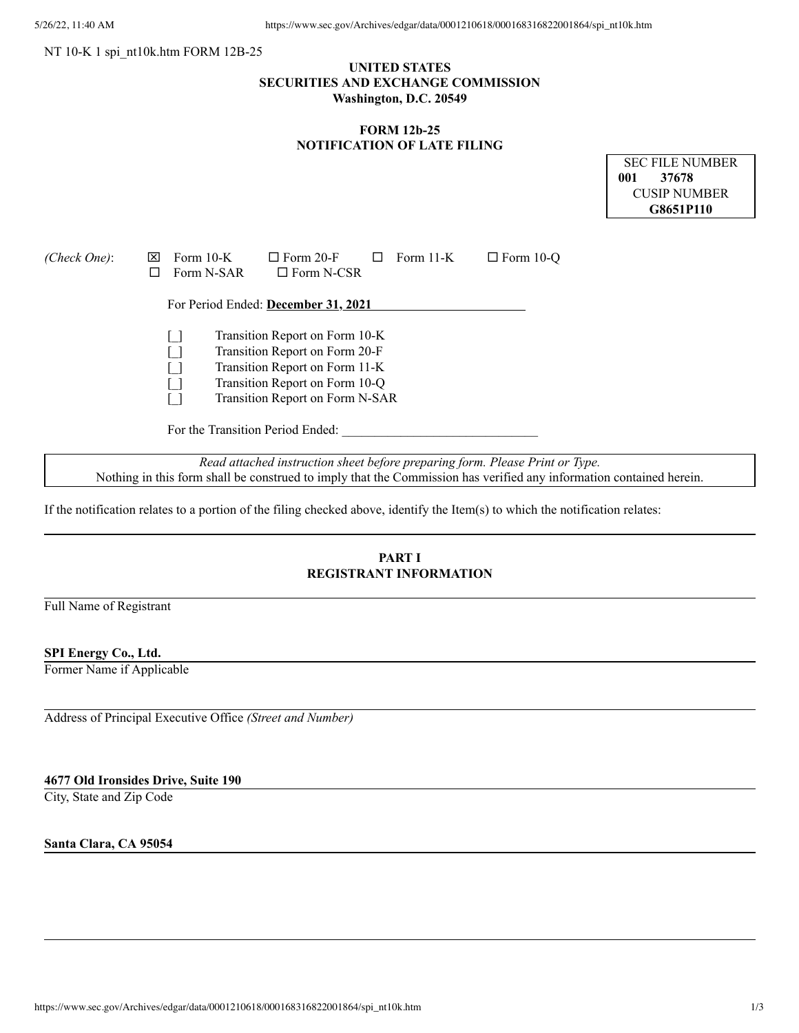NT 10-K 1 spi_nt10k.htm FORM 12B-25

**UNITED STATES**
**SECURITIES AND EXCHANGE COMMISSION**
**Washington, D.C. 20549**

**FORM 12b-25**
**NOTIFICATION OF LATE FILING**

| SEC FILE NUMBER |
|---|
| **001 37678** |
| CUSIP NUMBER |
| **G8651P110** |

*(Check One)*: ☒ Form 10-K ☐ Form 20-F ☐ Form 11-K ☐ Form 10-Q ☐ Form N-SAR ☐ Form N-CSR

For Period Ended: **December 31, 2021**

[ ] Transition Report on Form 10-K
[ ] Transition Report on Form 20-F
[ ] Transition Report on Form 11-K
[ ] Transition Report on Form 10-Q
[ ] Transition Report on Form N-SAR

For the Transition Period Ended: ______________________________

*Read attached instruction sheet before preparing form. Please Print or Type.*
Nothing in this form shall be construed to imply that the Commission has verified any information contained herein.

If the notification relates to a portion of the filing checked above, identify the Item(s) to which the notification relates:

---

## PART I
## REGISTRANT INFORMATION

Full Name of Registrant

**SPI Energy Co., Ltd.**

Former Name if Applicable

Address of Principal Executive Office *(Street and Number)*

**4677 Old Ironsides Drive, Suite 190**

City, State and Zip Code

**Santa Clara, CA 95054**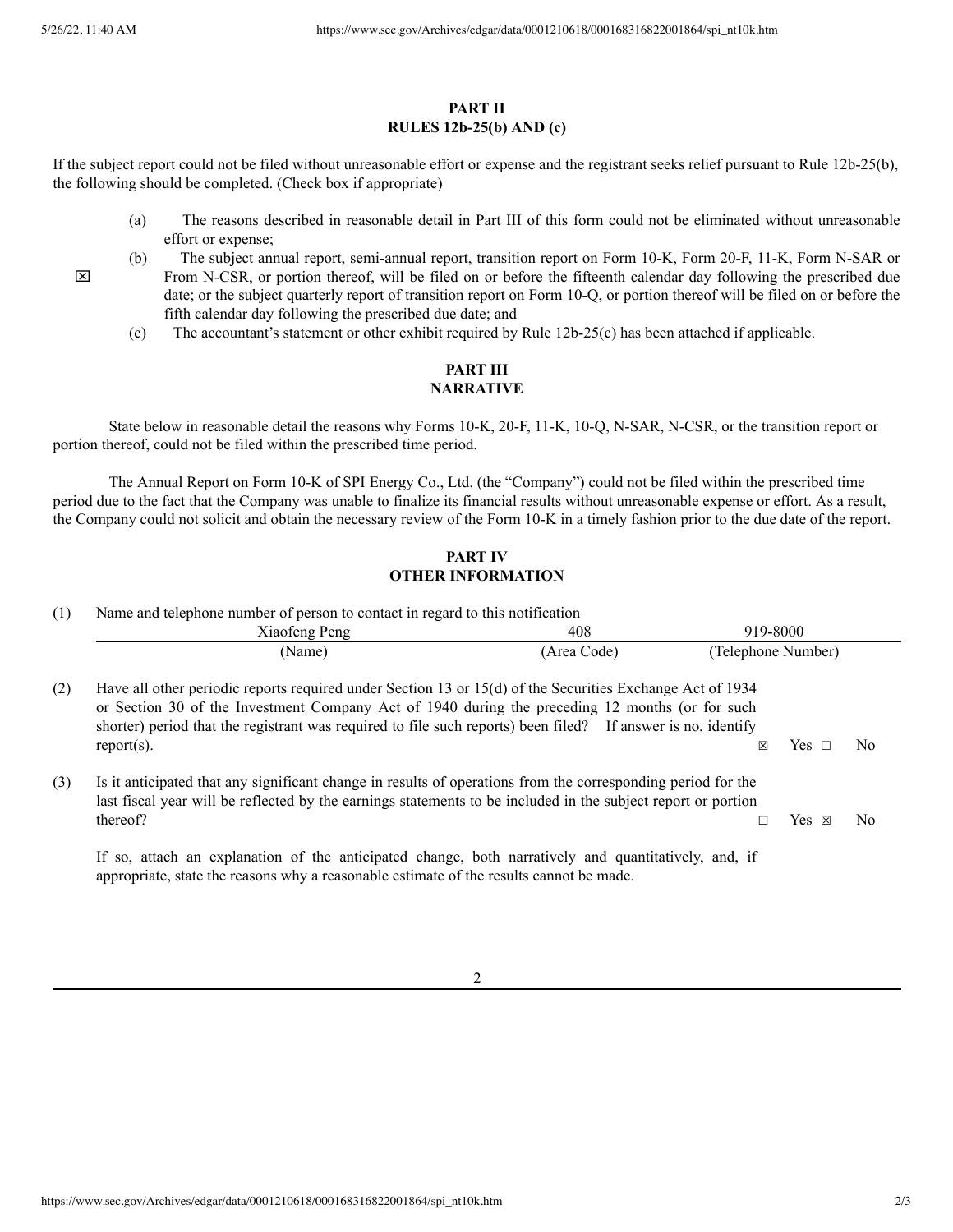**PART II**
**RULES 12b-25(b) AND (c)**

If the subject report could not be filed without unreasonable effort or expense and the registrant seeks relief pursuant to Rule 12b-25(b), the following should be completed. (Check box if appropriate)

☒

(a) The reasons described in reasonable detail in Part III of this form could not be eliminated without unreasonable effort or expense;

(b) The subject annual report, semi-annual report, transition report on Form 10-K, Form 20-F, 11-K, Form N-SAR or From N-CSR, or portion thereof, will be filed on or before the fifteenth calendar day following the prescribed due date; or the subject quarterly report of transition report on Form 10-Q, or portion thereof will be filed on or before the fifth calendar day following the prescribed due date; and

(c) The accountant's statement or other exhibit required by Rule 12b-25(c) has been attached if applicable.

**PART III**
**NARRATIVE**

State below in reasonable detail the reasons why Forms 10-K, 20-F, 11-K, 10-Q, N-SAR, N-CSR, or the transition report or portion thereof, could not be filed within the prescribed time period.

The Annual Report on Form 10-K of SPI Energy Co., Ltd. (the "Company") could not be filed within the prescribed time period due to the fact that the Company was unable to finalize its financial results without unreasonable expense or effort. As a result, the Company could not solicit and obtain the necessary review of the Form 10-K in a timely fashion prior to the due date of the report.

**PART IV**
**OTHER INFORMATION**

(1) Name and telephone number of person to contact in regard to this notification

| Xiaofeng Peng | 408 | 919-8000 |
|---|---|---|
| (Name) | (Area Code) | (Telephone Number) |

(2) Have all other periodic reports required under Section 13 or 15(d) of the Securities Exchange Act of 1934 or Section 30 of the Investment Company Act of 1940 during the preceding 12 months (or for such shorter) period that the registrant was required to file such reports) been filed? If answer is no, identify report(s). ☒ Yes ☐ No

(3) Is it anticipated that any significant change in results of operations from the corresponding period for the last fiscal year will be reflected by the earnings statements to be included in the subject report or portion thereof? ☐ Yes ☒ No

If so, attach an explanation of the anticipated change, both narratively and quantitatively, and, if appropriate, state the reasons why a reasonable estimate of the results cannot be made.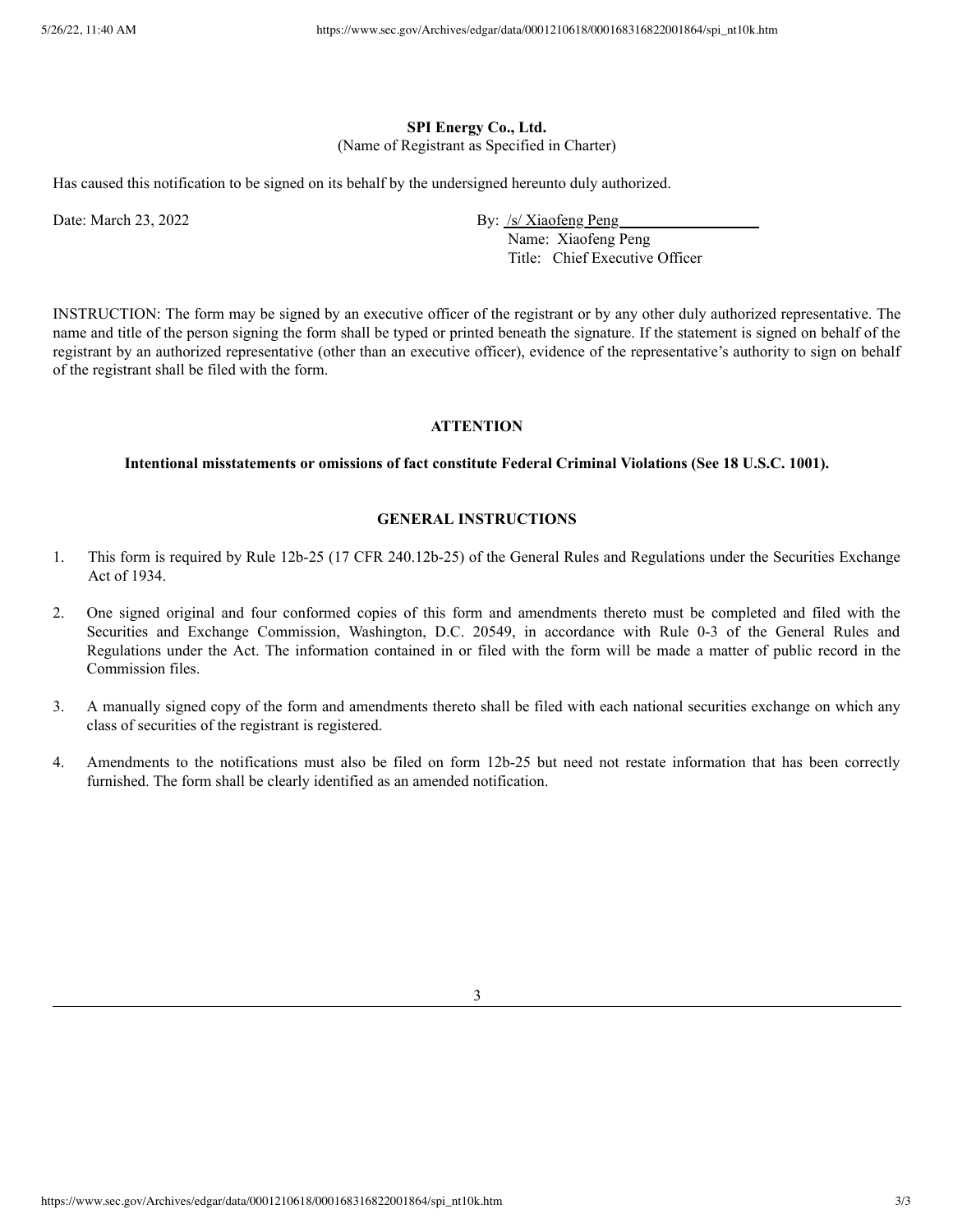**SPI Energy Co., Ltd.**
(Name of Registrant as Specified in Charter)

Has caused this notification to be signed on its behalf by the undersigned hereunto duly authorized.

Date: March 23, 2022

By: /s/ Xiaofeng Peng
Name: Xiaofeng Peng
Title: Chief Executive Officer

INSTRUCTION: The form may be signed by an executive officer of the registrant or by any other duly authorized representative. The name and title of the person signing the form shall be typed or printed beneath the signature. If the statement is signed on behalf of the registrant by an authorized representative (other than an executive officer), evidence of the representative's authority to sign on behalf of the registrant shall be filed with the form.

**ATTENTION**

**Intentional misstatements or omissions of fact constitute Federal Criminal Violations (See 18 U.S.C. 1001).**

**GENERAL INSTRUCTIONS**

1. This form is required by Rule 12b-25 (17 CFR 240.12b-25) of the General Rules and Regulations under the Securities Exchange Act of 1934.
2. One signed original and four conformed copies of this form and amendments thereto must be completed and filed with the Securities and Exchange Commission, Washington, D.C. 20549, in accordance with Rule 0-3 of the General Rules and Regulations under the Act. The information contained in or filed with the form will be made a matter of public record in the Commission files.
3. A manually signed copy of the form and amendments thereto shall be filed with each national securities exchange on which any class of securities of the registrant is registered.
4. Amendments to the notifications must also be filed on form 12b-25 but need not restate information that has been correctly furnished. The form shall be clearly identified as an amended notification.